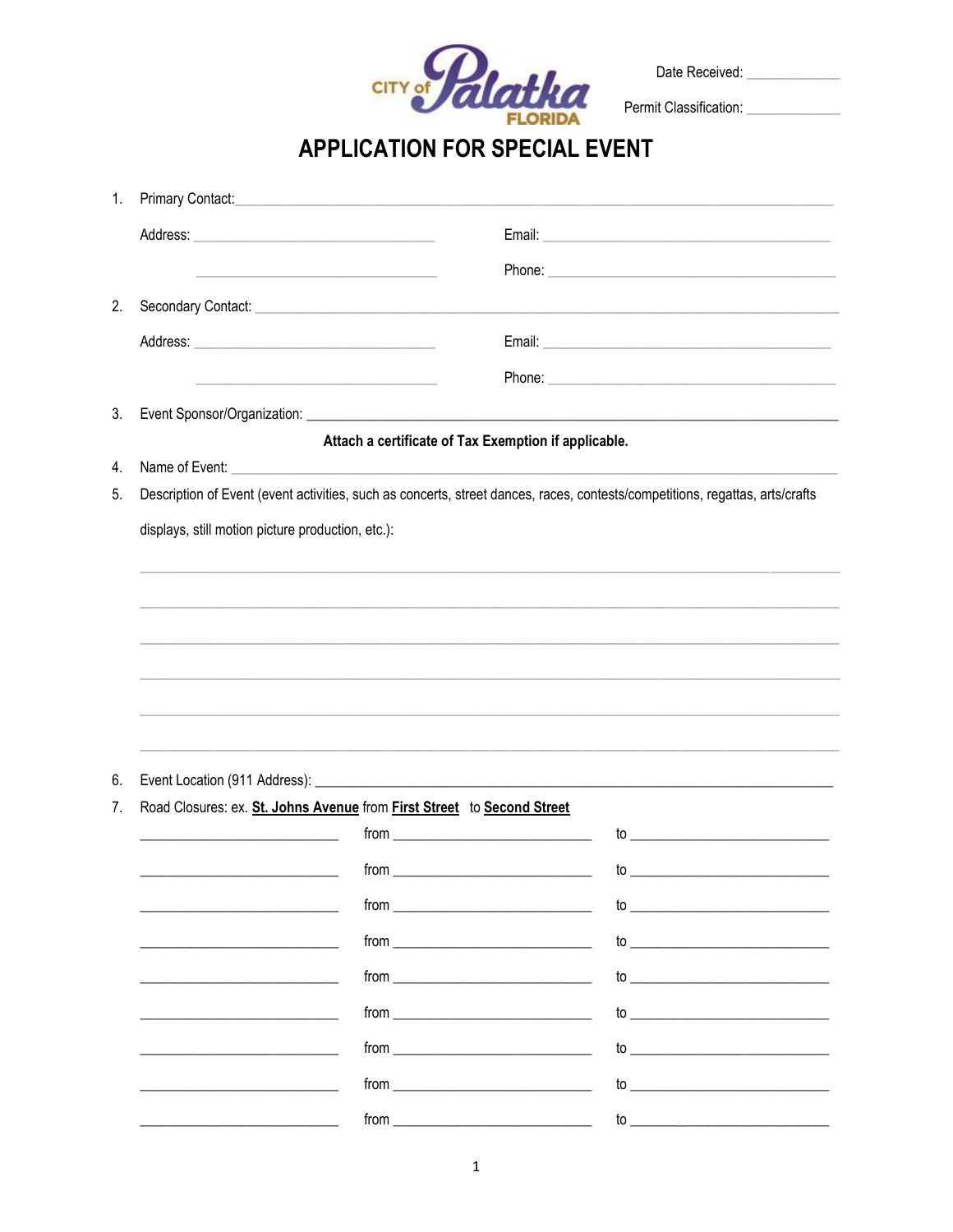CITY of Palatka FLORIDA

Date Received: ____________

Permit Classification: ____________

# APPLICATION FOR SPECIAL EVENT

1. Primary Contact: ________________________________________________

   Address: ______________________________ Email: ______________________________

   ______________________________ Phone: ______________________________

2. Secondary Contact: ________________________________________________

   Address: ______________________________ Email: ______________________________

   ______________________________ Phone: ______________________________

3. Event Sponsor/Organization: ________________________________________________

   **Attach a certificate of Tax Exemption if applicable.**

4. Name of Event: ________________________________________________

5. Description of Event (event activities, such as concerts, street dances, races, contests/competitions, regattas, arts/crafts displays, still motion picture production, etc.):

   ________________________________________________

   ________________________________________________

   ________________________________________________

   ________________________________________________

   ________________________________________________

   ________________________________________________

6. Event Location (911 Address): ________________________________________________

7. Road Closures: ex. **St. Johns Avenue** from **First Street** to **Second Street**

   ____________________ from ____________________ to ____________________

   ____________________ from ____________________ to ____________________

   ____________________ from ____________________ to ____________________

   ____________________ from ____________________ to ____________________

   ____________________ from ____________________ to ____________________

   ____________________ from ____________________ to ____________________

   ____________________ from ____________________ to ____________________

   ____________________ from ____________________ to ____________________

   ____________________ from ____________________ to ____________________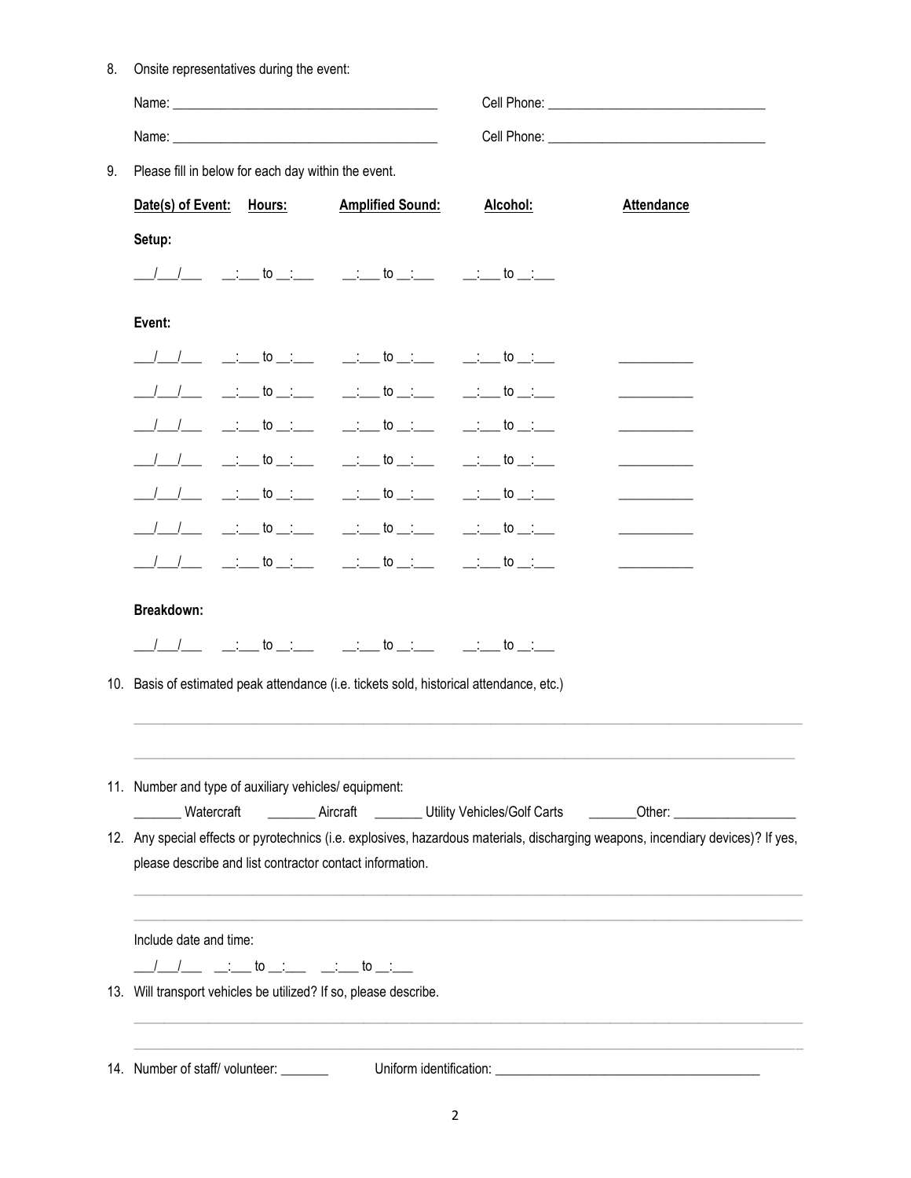8. Onsite representatives during the event:

   Name: ______________________________________ Cell Phone: ______________________________

   Name: ______________________________________ Cell Phone: ______________________________

9. Please fill in below for each day within the event.

| Date(s) of Event: | Hours: | Amplified Sound: | Alcohol: | Attendance |
|---|---|---|---|---|
| **Setup:** | | | | |
| ___/___/___ | __:___ to __:___ | __:___ to __:___ | __:___ to __:___ | |
| **Event:** | | | | |
| ___/___/___ | __:___ to __:___ | __:___ to __:___ | __:___ to __:___ | __________ |
| ___/___/___ | __:___ to __:___ | __:___ to __:___ | __:___ to __:___ | __________ |
| ___/___/___ | __:___ to __:___ | __:___ to __:___ | __:___ to __:___ | __________ |
| ___/___/___ | __:___ to __:___ | __:___ to __:___ | __:___ to __:___ | __________ |
| ___/___/___ | __:___ to __:___ | __:___ to __:___ | __:___ to __:___ | __________ |
| ___/___/___ | __:___ to __:___ | __:___ to __:___ | __:___ to __:___ | __________ |
| ___/___/___ | __:___ to __:___ | __:___ to __:___ | __:___ to __:___ | __________ |
| **Breakdown:** | | | | |
| ___/___/___ | __:___ to __:___ | __:___ to __:___ | __:___ to __:___ | |

10. Basis of estimated peak attendance (i.e. tickets sold, historical attendance, etc.)

    ______________________________________________________________________________

    ______________________________________________________________________________

11. Number and type of auxiliary vehicles/ equipment:

    _______ Watercraft _______ Aircraft _______ Utility Vehicles/Golf Carts _______Other: _________________

12. Any special effects or pyrotechnics (i.e. explosives, hazardous materials, discharging weapons, incendiary devices)? If yes, please describe and list contractor contact information.

    ______________________________________________________________________________

    ______________________________________________________________________________

    Include date and time:

    ___/___/___ __:___ to __:___ __:___ to __:___

13. Will transport vehicles be utilized? If so, please describe.

    ______________________________________________________________________________

    ______________________________________________________________________________

14. Number of staff/ volunteer: _______ Uniform identification: ______________________________________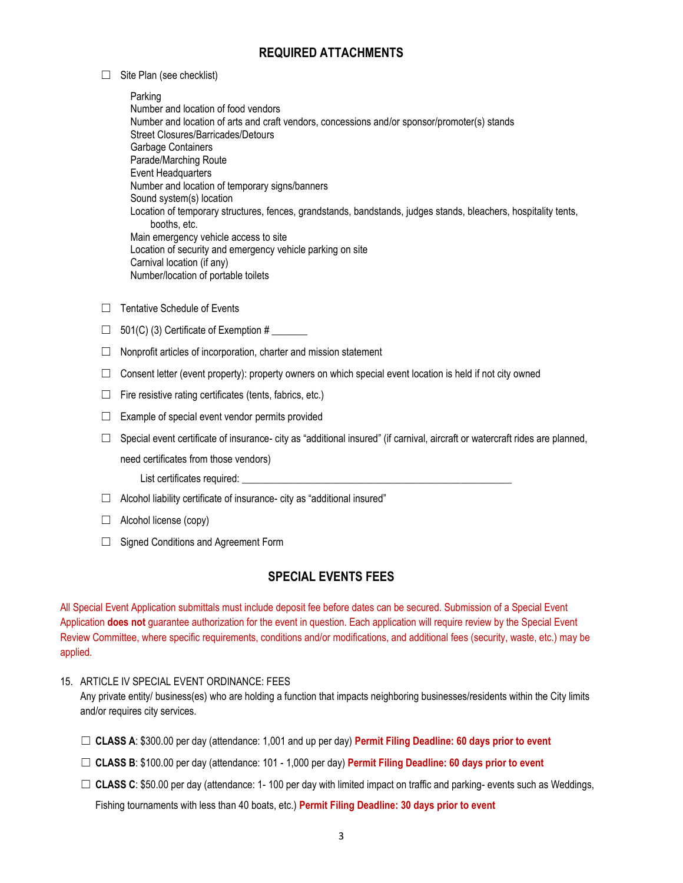## REQUIRED ATTACHMENTS

☐ Site Plan (see checklist)

- Parking
- Number and location of food vendors
- Number and location of arts and craft vendors, concessions and/or sponsor/promoter(s) stands
- Street Closures/Barricades/Detours
- Garbage Containers
- Parade/Marching Route
- Event Headquarters
- Number and location of temporary signs/banners
- Sound system(s) location
- Location of temporary structures, fences, grandstands, bandstands, judges stands, bleachers, hospitality tents, booths, etc.
- Main emergency vehicle access to site
- Location of security and emergency vehicle parking on site
- Carnival location (if any)
- Number/location of portable toilets

☐ Tentative Schedule of Events

☐ 501(C) (3) Certificate of Exemption # _______

☐ Nonprofit articles of incorporation, charter and mission statement

☐ Consent letter (event property): property owners on which special event location is held if not city owned

☐ Fire resistive rating certificates (tents, fabrics, etc.)

☐ Example of special event vendor permits provided

☐ Special event certificate of insurance- city as "additional insured" (if carnival, aircraft or watercraft rides are planned, need certificates from those vendors)

List certificates required: ______________________________________________________

☐ Alcohol liability certificate of insurance- city as "additional insured"

☐ Alcohol license (copy)

☐ Signed Conditions and Agreement Form

## SPECIAL EVENTS FEES

All Special Event Application submittals must include deposit fee before dates can be secured. Submission of a Special Event Application **does not** guarantee authorization for the event in question. Each application will require review by the Special Event Review Committee, where specific requirements, conditions and/or modifications, and additional fees (security, waste, etc.) may be applied.

15. ARTICLE IV SPECIAL EVENT ORDINANCE: FEES
    Any private entity/ business(es) who are holding a function that impacts neighboring businesses/residents within the City limits and/or requires city services.

    ☐ **CLASS A**: $300.00 per day (attendance: 1,001 and up per day) **Permit Filing Deadline: 60 days prior to event**

    ☐ **CLASS B**: $100.00 per day (attendance: 101 - 1,000 per day) **Permit Filing Deadline: 60 days prior to event**

    ☐ **CLASS C**: $50.00 per day (attendance: 1- 100 per day with limited impact on traffic and parking- events such as Weddings, Fishing tournaments with less than 40 boats, etc.) **Permit Filing Deadline: 30 days prior to event**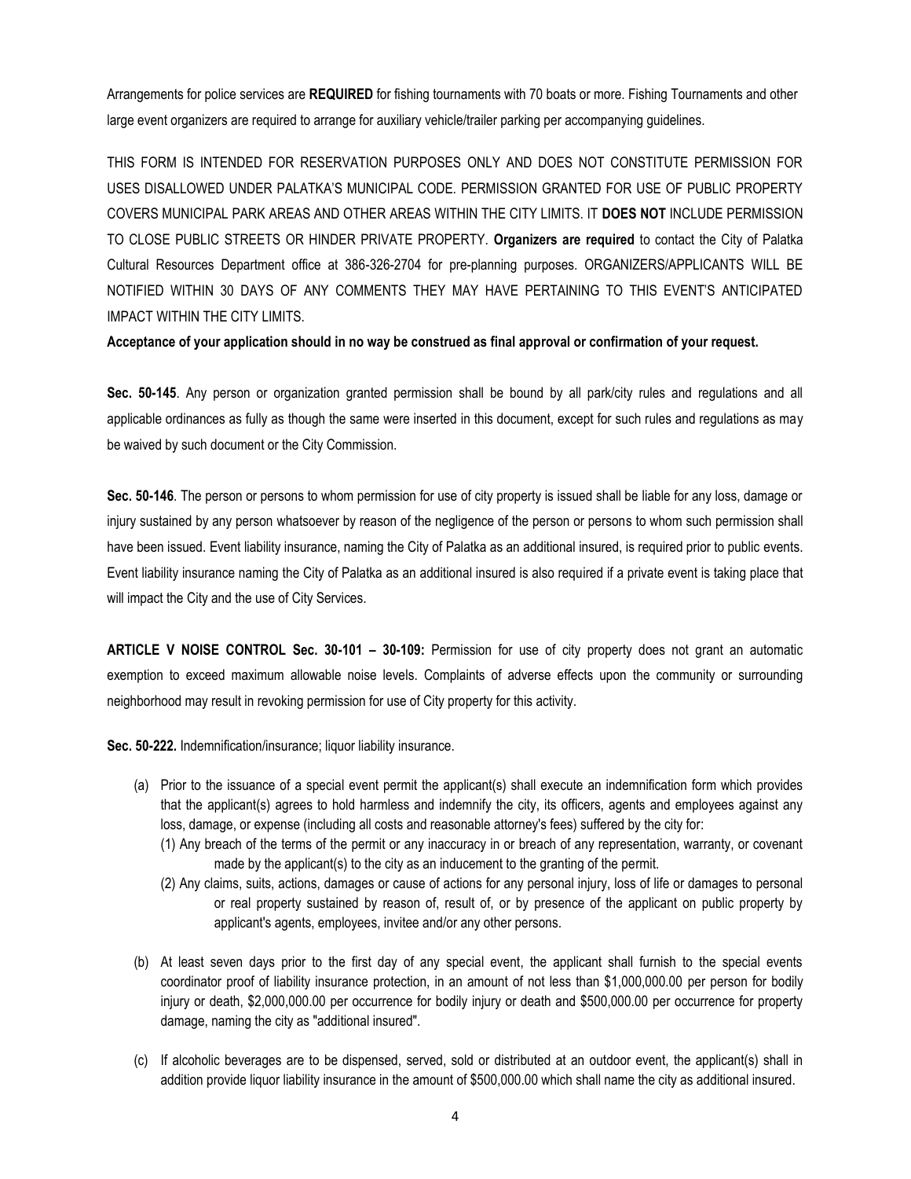Arrangements for police services are **REQUIRED** for fishing tournaments with 70 boats or more. Fishing Tournaments and other large event organizers are required to arrange for auxiliary vehicle/trailer parking per accompanying guidelines.

THIS FORM IS INTENDED FOR RESERVATION PURPOSES ONLY AND DOES NOT CONSTITUTE PERMISSION FOR USES DISALLOWED UNDER PALATKA'S MUNICIPAL CODE. PERMISSION GRANTED FOR USE OF PUBLIC PROPERTY COVERS MUNICIPAL PARK AREAS AND OTHER AREAS WITHIN THE CITY LIMITS. IT **DOES NOT** INCLUDE PERMISSION TO CLOSE PUBLIC STREETS OR HINDER PRIVATE PROPERTY. **Organizers are required** to contact the City of Palatka Cultural Resources Department office at 386-326-2704 for pre-planning purposes. ORGANIZERS/APPLICANTS WILL BE NOTIFIED WITHIN 30 DAYS OF ANY COMMENTS THEY MAY HAVE PERTAINING TO THIS EVENT'S ANTICIPATED IMPACT WITHIN THE CITY LIMITS.

**Acceptance of your application should in no way be construed as final approval or confirmation of your request.**

**Sec. 50-145**. Any person or organization granted permission shall be bound by all park/city rules and regulations and all applicable ordinances as fully as though the same were inserted in this document, except for such rules and regulations as may be waived by such document or the City Commission.

**Sec. 50-146**. The person or persons to whom permission for use of city property is issued shall be liable for any loss, damage or injury sustained by any person whatsoever by reason of the negligence of the person or persons to whom such permission shall have been issued. Event liability insurance, naming the City of Palatka as an additional insured, is required prior to public events. Event liability insurance naming the City of Palatka as an additional insured is also required if a private event is taking place that will impact the City and the use of City Services.

**ARTICLE V NOISE CONTROL Sec. 30-101 – 30-109:** Permission for use of city property does not grant an automatic exemption to exceed maximum allowable noise levels. Complaints of adverse effects upon the community or surrounding neighborhood may result in revoking permission for use of City property for this activity.

**Sec. 50-222.** Indemnification/insurance; liquor liability insurance.

(a) Prior to the issuance of a special event permit the applicant(s) shall execute an indemnification form which provides that the applicant(s) agrees to hold harmless and indemnify the city, its officers, agents and employees against any loss, damage, or expense (including all costs and reasonable attorney's fees) suffered by the city for:
  (1) Any breach of the terms of the permit or any inaccuracy in or breach of any representation, warranty, or covenant made by the applicant(s) to the city as an inducement to the granting of the permit.
  (2) Any claims, suits, actions, damages or cause of actions for any personal injury, loss of life or damages to personal or real property sustained by reason of, result of, or by presence of the applicant on public property by applicant's agents, employees, invitee and/or any other persons.

(b) At least seven days prior to the first day of any special event, the applicant shall furnish to the special events coordinator proof of liability insurance protection, in an amount of not less than $1,000,000.00 per person for bodily injury or death, $2,000,000.00 per occurrence for bodily injury or death and $500,000.00 per occurrence for property damage, naming the city as "additional insured".

(c) If alcoholic beverages are to be dispensed, served, sold or distributed at an outdoor event, the applicant(s) shall in addition provide liquor liability insurance in the amount of $500,000.00 which shall name the city as additional insured.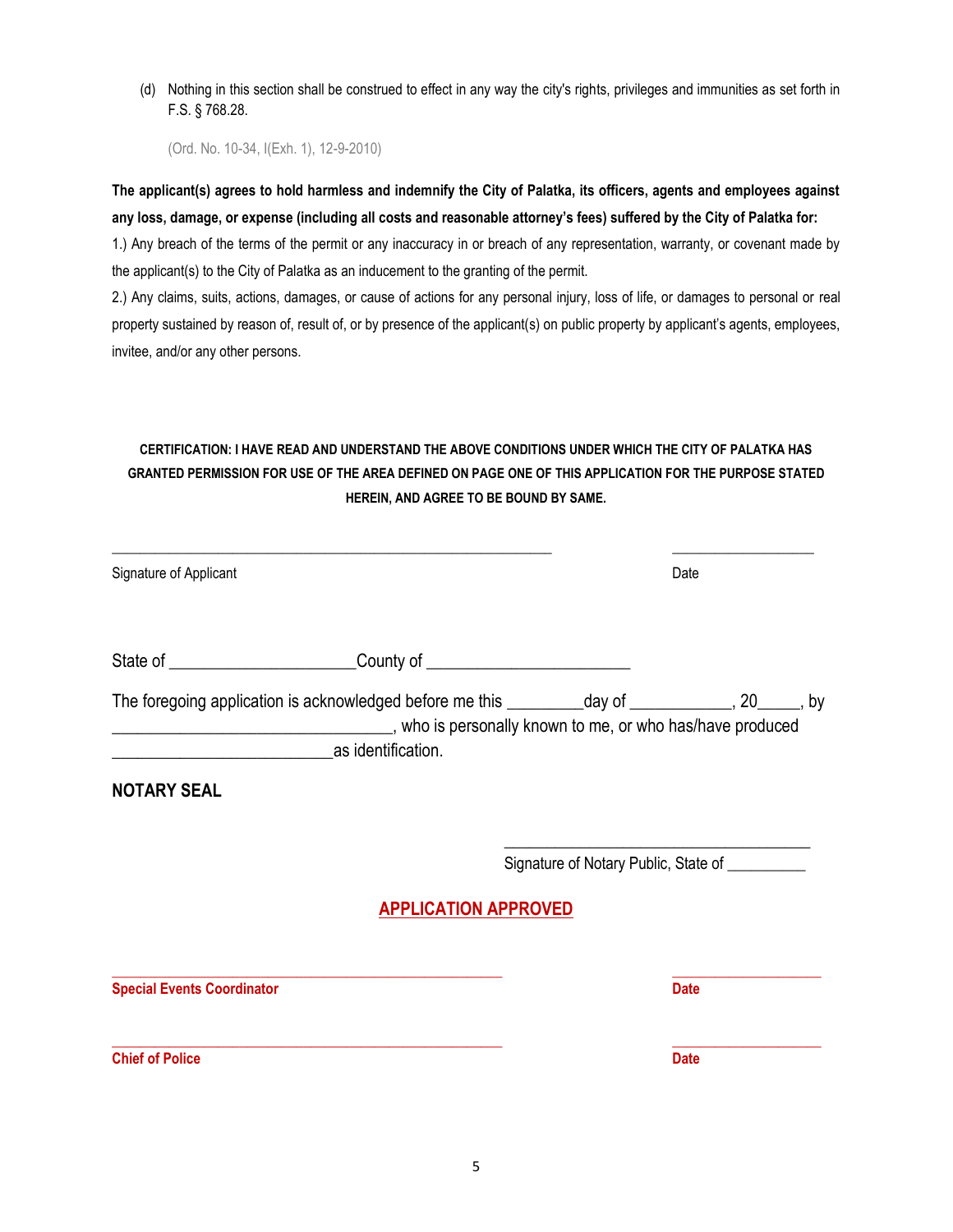(d) Nothing in this section shall be construed to effect in any way the city's rights, privileges and immunities as set forth in F.S. § 768.28.

(Ord. No. 10-34, I(Exh. 1), 12-9-2010)

**The applicant(s) agrees to hold harmless and indemnify the City of Palatka, its officers, agents and employees against any loss, damage, or expense (including all costs and reasonable attorney's fees) suffered by the City of Palatka for:**

1.) Any breach of the terms of the permit or any inaccuracy in or breach of any representation, warranty, or covenant made by the applicant(s) to the City of Palatka as an inducement to the granting of the permit.

2.) Any claims, suits, actions, damages, or cause of actions for any personal injury, loss of life, or damages to personal or real property sustained by reason of, result of, or by presence of the applicant(s) on public property by applicant's agents, employees, invitee, and/or any other persons.

**CERTIFICATION: I HAVE READ AND UNDERSTAND THE ABOVE CONDITIONS UNDER WHICH THE CITY OF PALATKA HAS GRANTED PERMISSION FOR USE OF THE AREA DEFINED ON PAGE ONE OF THIS APPLICATION FOR THE PURPOSE STATED HEREIN, AND AGREE TO BE BOUND BY SAME.**

_____________________________________________ ____________________

Signature of Applicant Date

State of _____________________County of _______________________

The foregoing application is acknowledged before me this ________day of ___________, 20_____, by ________________________________, who is personally known to me, or who has/have produced _________________________as identification.

**NOTARY SEAL**

____________________________________

Signature of Notary Public, State of _________

## APPLICATION APPROVED

_____________________________________________ ____________________

**Special Events Coordinator** **Date**

_____________________________________________ ____________________

**Chief of Police** **Date**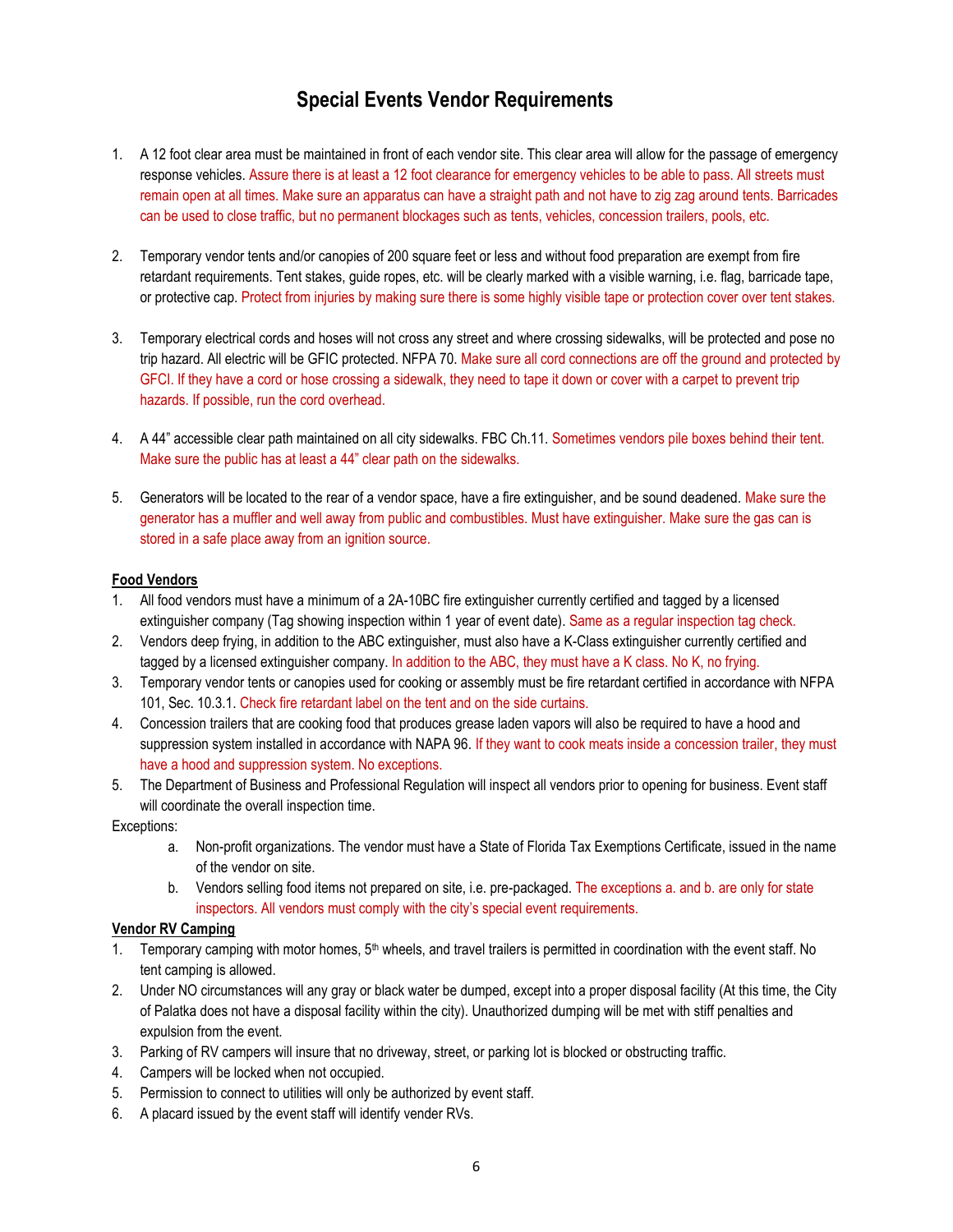# Special Events Vendor Requirements

1. A 12 foot clear area must be maintained in front of each vendor site. This clear area will allow for the passage of emergency response vehicles. Assure there is at least a 12 foot clearance for emergency vehicles to be able to pass. All streets must remain open at all times. Make sure an apparatus can have a straight path and not have to zig zag around tents. Barricades can be used to close traffic, but no permanent blockages such as tents, vehicles, concession trailers, pools, etc.

2. Temporary vendor tents and/or canopies of 200 square feet or less and without food preparation are exempt from fire retardant requirements. Tent stakes, guide ropes, etc. will be clearly marked with a visible warning, i.e. flag, barricade tape, or protective cap. Protect from injuries by making sure there is some highly visible tape or protection cover over tent stakes.

3. Temporary electrical cords and hoses will not cross any street and where crossing sidewalks, will be protected and pose no trip hazard. All electric will be GFIC protected. NFPA 70. Make sure all cord connections are off the ground and protected by GFCI. If they have a cord or hose crossing a sidewalk, they need to tape it down or cover with a carpet to prevent trip hazards. If possible, run the cord overhead.

4. A 44" accessible clear path maintained on all city sidewalks. FBC Ch.11. Sometimes vendors pile boxes behind their tent. Make sure the public has at least a 44" clear path on the sidewalks.

5. Generators will be located to the rear of a vendor space, have a fire extinguisher, and be sound deadened. Make sure the generator has a muffler and well away from public and combustibles. Must have extinguisher. Make sure the gas can is stored in a safe place away from an ignition source.

**Food Vendors**

1. All food vendors must have a minimum of a 2A-10BC fire extinguisher currently certified and tagged by a licensed extinguisher company (Tag showing inspection within 1 year of event date). Same as a regular inspection tag check.
2. Vendors deep frying, in addition to the ABC extinguisher, must also have a K-Class extinguisher currently certified and tagged by a licensed extinguisher company. In addition to the ABC, they must have a K class. No K, no frying.
3. Temporary vendor tents or canopies used for cooking or assembly must be fire retardant certified in accordance with NFPA 101, Sec. 10.3.1. Check fire retardant label on the tent and on the side curtains.
4. Concession trailers that are cooking food that produces grease laden vapors will also be required to have a hood and suppression system installed in accordance with NAPA 96. If they want to cook meats inside a concession trailer, they must have a hood and suppression system. No exceptions.
5. The Department of Business and Professional Regulation will inspect all vendors prior to opening for business. Event staff will coordinate the overall inspection time.

Exceptions:

a. Non-profit organizations. The vendor must have a State of Florida Tax Exemptions Certificate, issued in the name of the vendor on site.

b. Vendors selling food items not prepared on site, i.e. pre-packaged. The exceptions a. and b. are only for state inspectors. All vendors must comply with the city's special event requirements.

**Vendor RV Camping**

1. Temporary camping with motor homes, 5th wheels, and travel trailers is permitted in coordination with the event staff. No tent camping is allowed.
2. Under NO circumstances will any gray or black water be dumped, except into a proper disposal facility (At this time, the City of Palatka does not have a disposal facility within the city). Unauthorized dumping will be met with stiff penalties and expulsion from the event.
3. Parking of RV campers will insure that no driveway, street, or parking lot is blocked or obstructing traffic.
4. Campers will be locked when not occupied.
5. Permission to connect to utilities will only be authorized by event staff.
6. A placard issued by the event staff will identify vender RVs.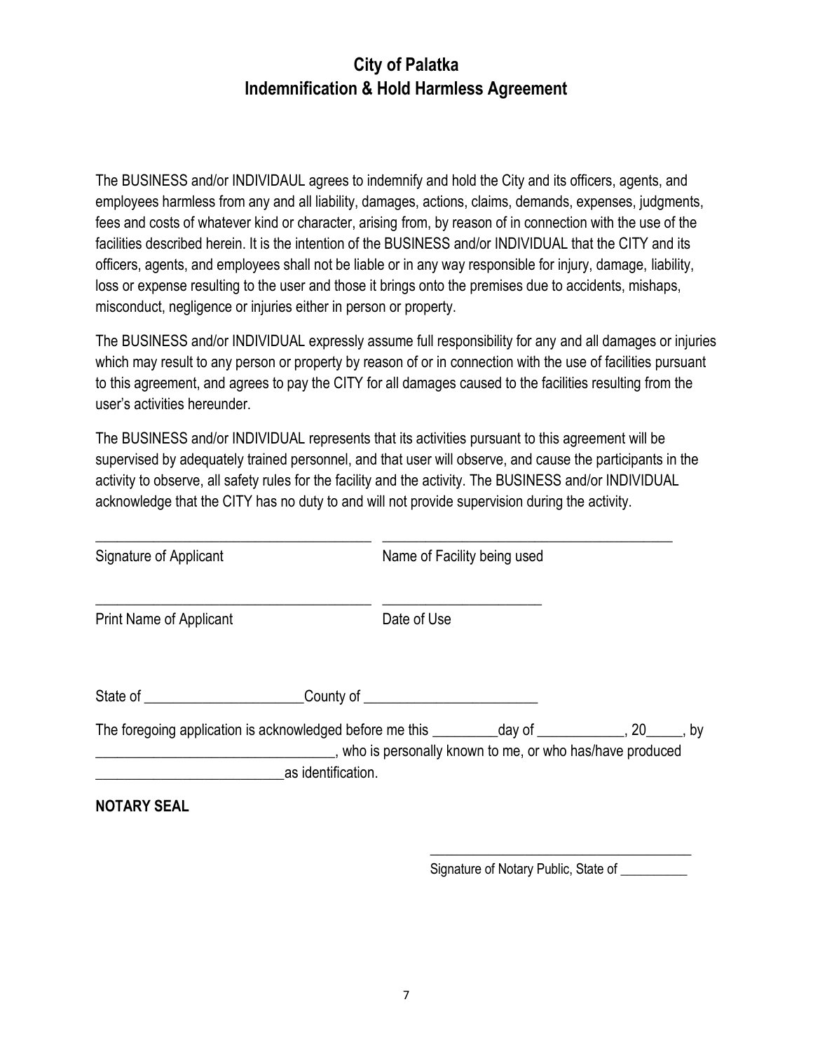# City of Palatka
# Indemnification & Hold Harmless Agreement

The BUSINESS and/or INDIVIDAUL agrees to indemnify and hold the City and its officers, agents, and employees harmless from any and all liability, damages, actions, claims, demands, expenses, judgments, fees and costs of whatever kind or character, arising from, by reason of in connection with the use of the facilities described herein. It is the intention of the BUSINESS and/or INDIVIDUAL that the CITY and its officers, agents, and employees shall not be liable or in any way responsible for injury, damage, liability, loss or expense resulting to the user and those it brings onto the premises due to accidents, mishaps, misconduct, negligence or injuries either in person or property.

The BUSINESS and/or INDIVIDUAL expressly assume full responsibility for any and all damages or injuries which may result to any person or property by reason of or in connection with the use of facilities pursuant to this agreement, and agrees to pay the CITY for all damages caused to the facilities resulting from the user's activities hereunder.

The BUSINESS and/or INDIVIDUAL represents that its activities pursuant to this agreement will be supervised by adequately trained personnel, and that user will observe, and cause the participants in the activity to observe, all safety rules for the facility and the activity. The BUSINESS and/or INDIVIDUAL acknowledge that the CITY has no duty to and will not provide supervision during the activity.

______________________________________ ________________________________________

Signature of Applicant Name of Facility being used

______________________________________ ______________________

Print Name of Applicant Date of Use

State of _____________________County of ________________________

The foregoing application is acknowledged before me this _________day of ____________, 20_____, by _________________________________, who is personally known to me, or who has/have produced __________________________as identification.

**NOTARY SEAL**

______________________________________

Signature of Notary Public, State of __________